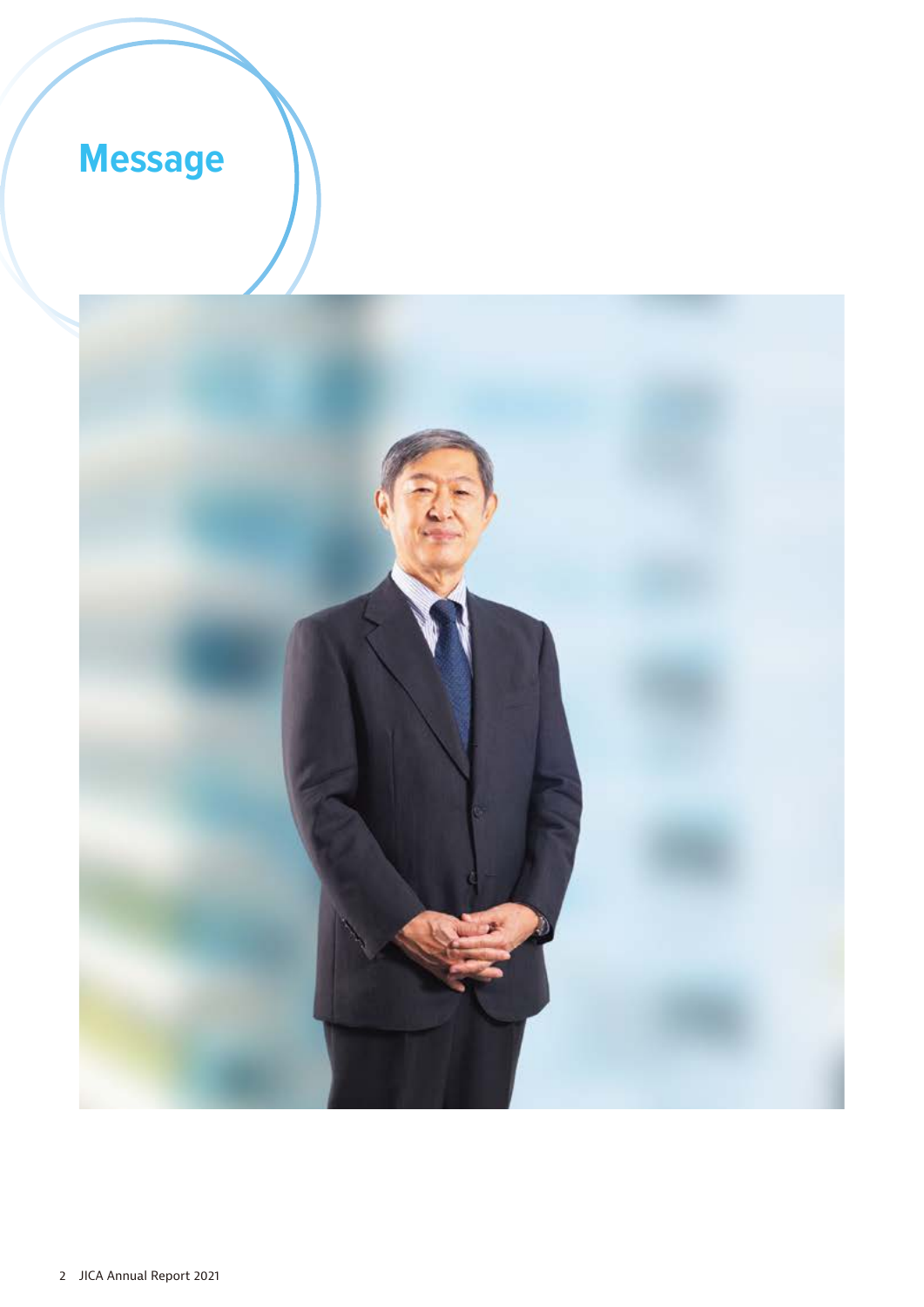# Message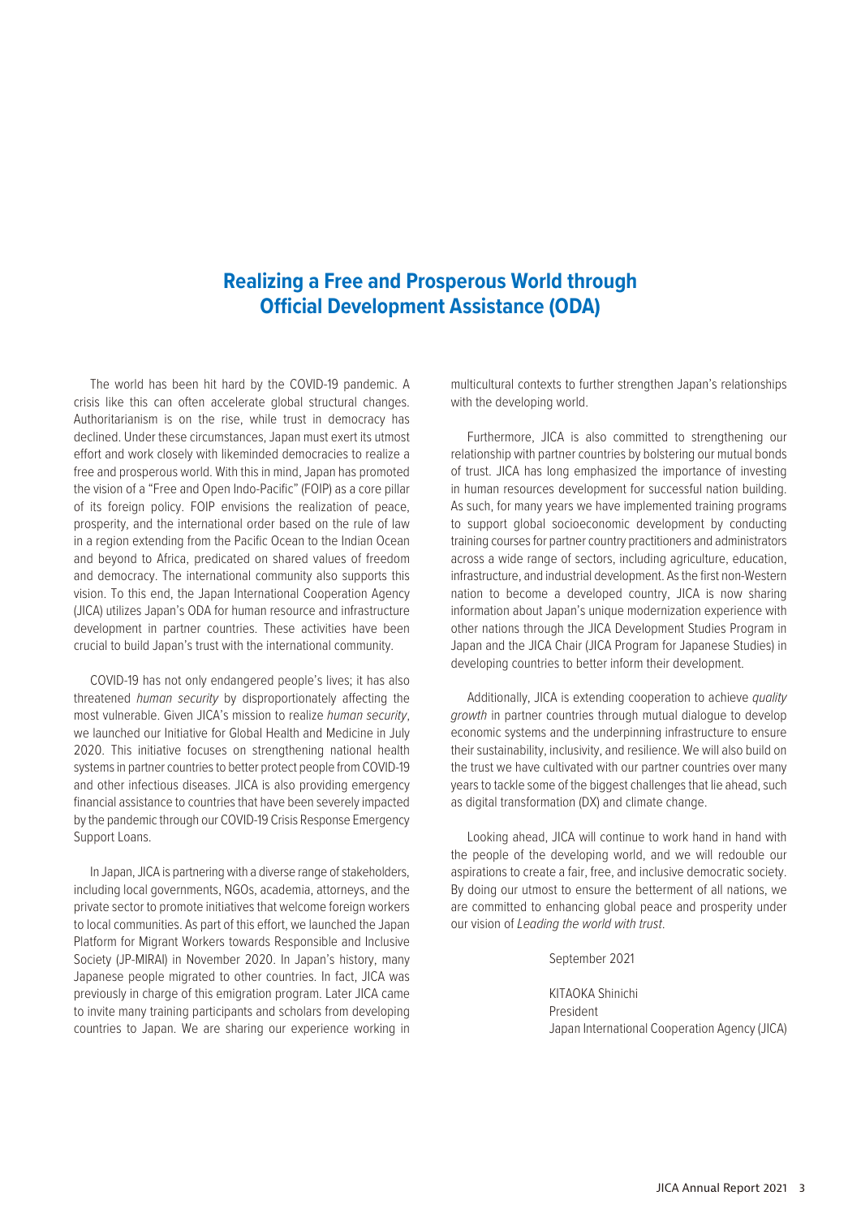# Realizing a Free and Prosperous World through Official Development Assistance (ODA)

The world has been hit hard by the COVID-19 pandemic. A crisis like this can often accelerate global structural changes. Authoritarianism is on the rise, while trust in democracy has declined. Under these circumstances, Japan must exert its utmost effort and work closely with likeminded democracies to realize a free and prosperous world. With this in mind, Japan has promoted the vision of a "Free and Open Indo-Pacific" (FOIP) as a core pillar of its foreign policy. FOIP envisions the realization of peace, prosperity, and the international order based on the rule of law in a region extending from the Pacific Ocean to the Indian Ocean and beyond to Africa, predicated on shared values of freedom and democracy. The international community also supports this vision. To this end, the Japan International Cooperation Agency (JICA) utilizes Japan's ODA for human resource and infrastructure development in partner countries. These activities have been crucial to build Japan's trust with the international community.

COVID-19 has not only endangered people's lives; it has also threatened *human security* by disproportionately affecting the most vulnerable. Given JICA's mission to realize *human security*, we launched our Initiative for Global Health and Medicine in July 2020. This initiative focuses on strengthening national health systems in partner countries to better protect people from COVID-19 and other infectious diseases. JICA is also providing emergency financial assistance to countries that have been severely impacted by the pandemic through our COVID-19 Crisis Response Emergency Support Loans.

In Japan, JICA is partnering with a diverse range of stakeholders, including local governments, NGOs, academia, attorneys, and the private sector to promote initiatives that welcome foreign workers to local communities. As part of this effort, we launched the Japan Platform for Migrant Workers towards Responsible and Inclusive Society (JP-MIRAI) in November 2020. In Japan's history, many Japanese people migrated to other countries. In fact, JICA was previously in charge of this emigration program. Later JICA came to invite many training participants and scholars from developing countries to Japan. We are sharing our experience working in multicultural contexts to further strengthen Japan's relationships with the developing world.

Furthermore, JICA is also committed to strengthening our relationship with partner countries by bolstering our mutual bonds of trust. JICA has long emphasized the importance of investing in human resources development for successful nation building. As such, for many years we have implemented training programs to support global socioeconomic development by conducting training courses for partner country practitioners and administrators across a wide range of sectors, including agriculture, education, infrastructure, and industrial development. As the first non-Western nation to become a developed country, JICA is now sharing information about Japan's unique modernization experience with other nations through the JICA Development Studies Program in Japan and the JICA Chair (JICA Program for Japanese Studies) in developing countries to better inform their development.

Additionally, JICA is extending cooperation to achieve *quality growth* in partner countries through mutual dialogue to develop economic systems and the underpinning infrastructure to ensure their sustainability, inclusivity, and resilience. We will also build on the trust we have cultivated with our partner countries over many years to tackle some of the biggest challenges that lie ahead, such as digital transformation (DX) and climate change.

Looking ahead, JICA will continue to work hand in hand with the people of the developing world, and we will redouble our aspirations to create a fair, free, and inclusive democratic society. By doing our utmost to ensure the betterment of all nations, we are committed to enhancing global peace and prosperity under our vision of *Leading the world with trust*.

September 2021

KITAOKA Shinichi
President
Japan International Cooperation Agency (JICA)